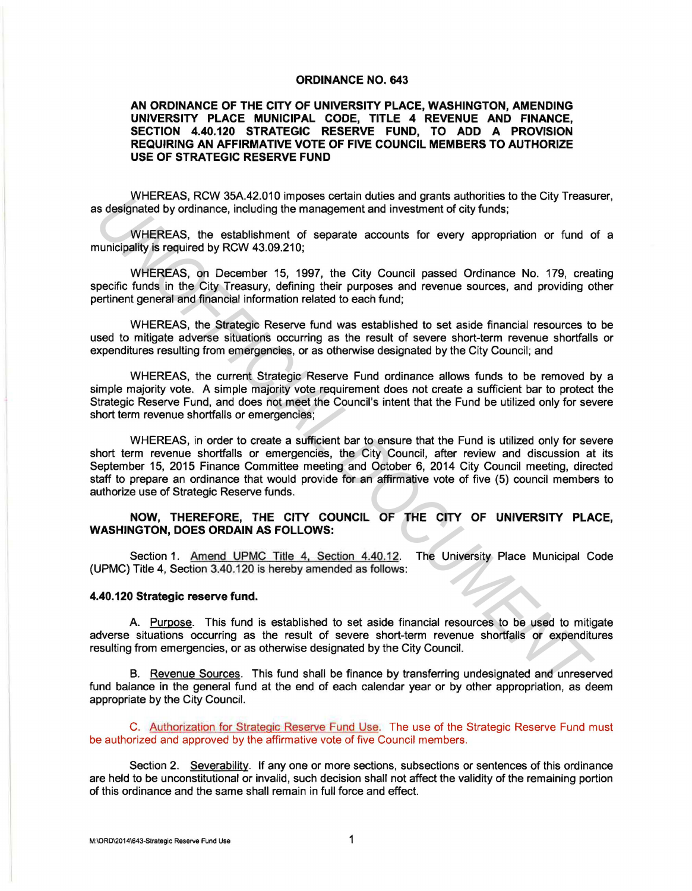**ORDINANCE NO. 643**

**AN ORDINANCE OF THE CITY OF UNIVERSITY PLACE, WASHINGTON, AMENDING UNIVERSITY PLACE MUNICIPAL CODE, TITLE 4 REVENUE AND FINANCE, SECTION 4.40.120 STRATEGIC RESERVE FUND, TO ADD A PROVISION REQUIRING AN AFFIRMATIVE VOTE OF FIVE COUNCIL MEMBERS TO AUTHORIZE USE OF STRATEGIC RESERVE FUND**

WHEREAS, RCW 35A.42.010 imposes certain duties and grants authorities to the City Treasurer, as designated by ordinance, including the management and investment of city funds;

WHEREAS, the establishment of separate accounts for every appropriation or fund of a municipality is required by RCW 43.09.210;

WHEREAS, on December 15, 1997, the City Council passed Ordinance No. 179, creating specific funds in the City Treasury, defining their purposes and revenue sources, and providing other pertinent general and financial information related to each fund;

WHEREAS, the Strategic Reserve fund was established to set aside financial resources to be used to mitigate adverse situations occurring as the result of severe short-term revenue shortfalls or expenditures resulting from emergencies, or as otherwise designated by the City Council; and

WHEREAS, the current Strategic Reserve Fund ordinance allows funds to be removed by a simple majority vote. A simple majority vote requirement does not create a sufficient bar to protect the Strategic Reserve Fund, and does not meet the Council's intent that the Fund be utilized only for severe short term revenue shortfalls or emergencies;

WHEREAS, in order to create a sufficient bar to ensure that the Fund is utilized only for severe short term revenue shortfalls or emergencies, the City Council, after review and discussion at its September 15, 2015 Finance Committee meeting and October 6, 2014 City Council meeting, directed staff to prepare an ordinance that would provide for an affirmative vote of five (5) council members to authorize use of Strategic Reserve funds.

**NOW, THEREFORE, THE CITY COUNCIL OF THE CITY OF UNIVERSITY PLACE, WASHINGTON, DOES ORDAIN AS FOLLOWS:**

Section 1. Amend UPMC Title 4, Section 4.40.12. The University Place Municipal Code (UPMC) Title 4, Section 3.40.120 is hereby amended as follows:

**4.40.120 Strategic reserve fund.**

A. Purpose. This fund is established to set aside financial resources to be used to mitigate adverse situations occurring as the result of severe short-term revenue shortfalls or expenditures resulting from emergencies, or as otherwise designated by the City Council.

B. Revenue Sources. This fund shall be finance by transferring undesignated and unreserved fund balance in the general fund at the end of each calendar year or by other appropriation, as deem appropriate by the City Council.

C. Authorization for Strategic Reserve Fund Use. The use of the Strategic Reserve Fund must be authorized and approved by the affirmative vote of five Council members.

Section 2. Severability. If any one or more sections, subsections or sentences of this ordinance are held to be unconstitutional or invalid, such decision shall not affect the validity of the remaining portion of this ordinance and the same shall remain in full force and effect.

M:\ORD\2014\643-Strategic Reserve Fund Use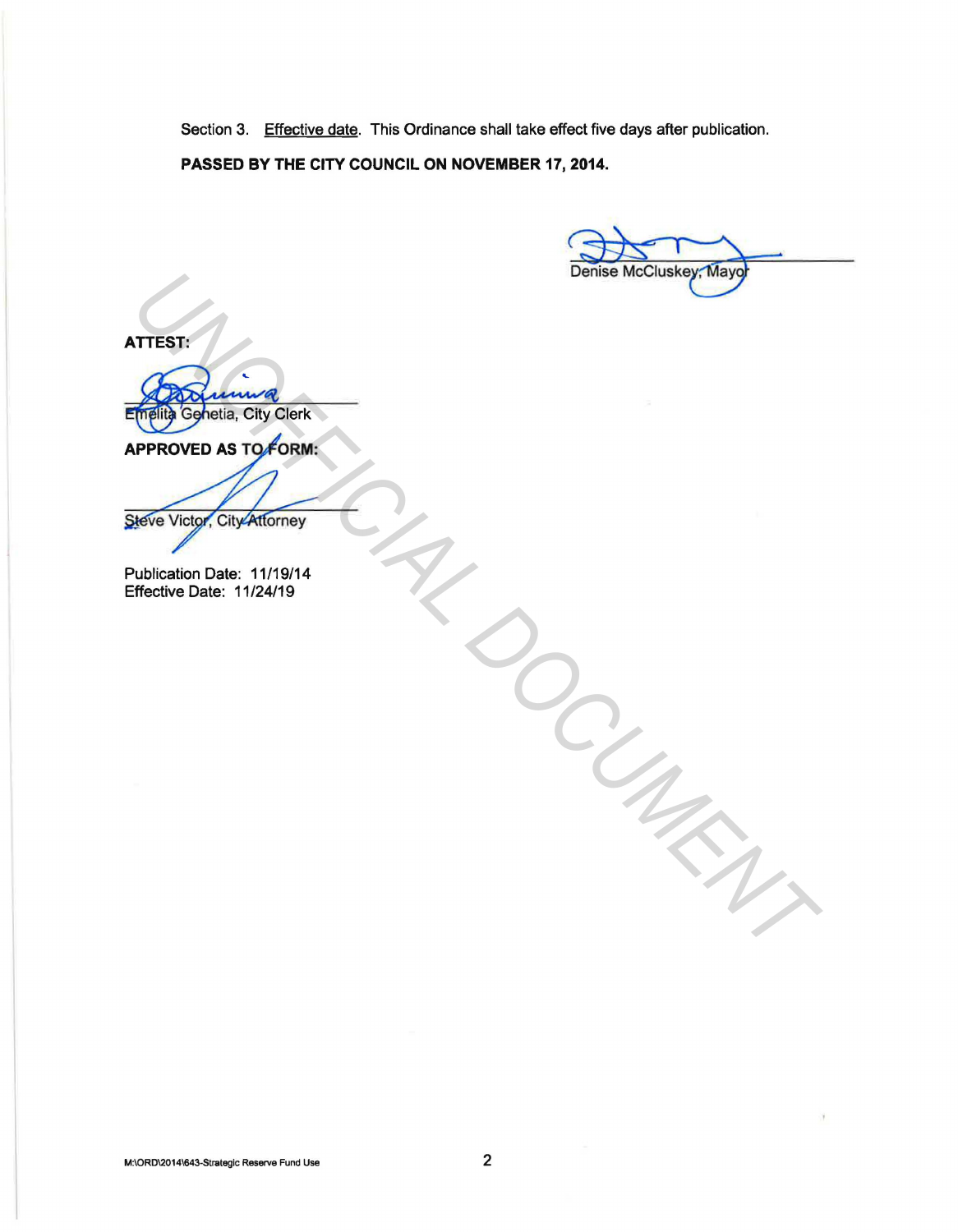Section 3. Effective date. This Ordinance shall take effect five days after publication.

**PASSED BY THE CITY COUNCIL ON NOVEMBER 17, 2014.**

Denise McCluskey, Mayor

**ATTEST:**

Emelita Genetia, City Clerk

**APPROVED AS TO FORM:**

Steve Victor, City Attorney

Publication Date: 11/19/14
Effective Date: 11/24/19

UNOFFICIAL DOCUMENT

M:\ORD\2014\643-Strategic Reserve Fund Use